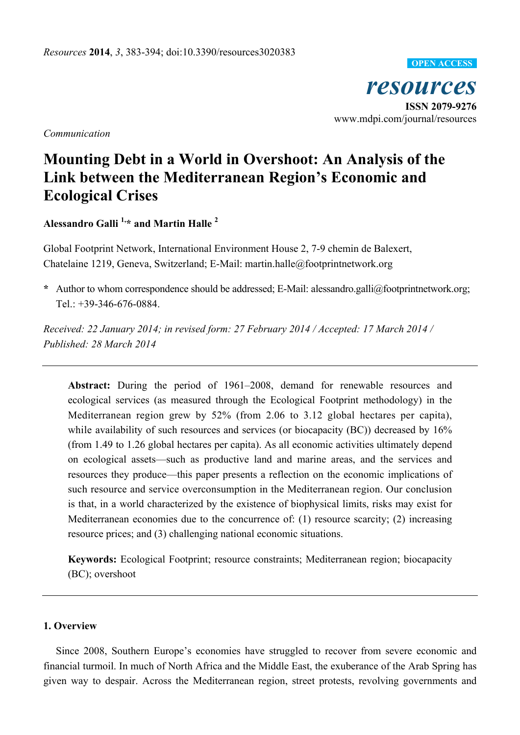*Communication*

# Mounting Debt in a World in Overshoot: An Analysis of the Link between the Mediterranean Region's Economic and Ecological Crises

**Alessandro Galli [1,*] and Martin Halle [2]**

Global Footprint Network, International Environment House 2, 7-9 chemin de Balexert, Chatelaine 1219, Geneva, Switzerland; E-Mail: martin.halle@footprintnetwork.org

**\*** Author to whom correspondence should be addressed; E-Mail: alessandro.galli@footprintnetwork.org; Tel.: +39-346-676-0884.

*Received: 22 January 2014; in revised form: 27 February 2014 / Accepted: 17 March 2014 / Published: 28 March 2014*

---

**Abstract:** During the period of 1961–2008, demand for renewable resources and ecological services (as measured through the Ecological Footprint methodology) in the Mediterranean region grew by 52% (from 2.06 to 3.12 global hectares per capita), while availability of such resources and services (or biocapacity (BC)) decreased by 16% (from 1.49 to 1.26 global hectares per capita). As all economic activities ultimately depend on ecological assets—such as productive land and marine areas, and the services and resources they produce—this paper presents a reflection on the economic implications of such resource and service overconsumption in the Mediterranean region. Our conclusion is that, in a world characterized by the existence of biophysical limits, risks may exist for Mediterranean economies due to the concurrence of: (1) resource scarcity; (2) increasing resource prices; and (3) challenging national economic situations.

**Keywords:** Ecological Footprint; resource constraints; Mediterranean region; biocapacity (BC); overshoot

---

## 1. Overview

Since 2008, Southern Europe's economies have struggled to recover from severe economic and financial turmoil. In much of North Africa and the Middle East, the exuberance of the Arab Spring has given way to despair. Across the Mediterranean region, street protests, revolving governments and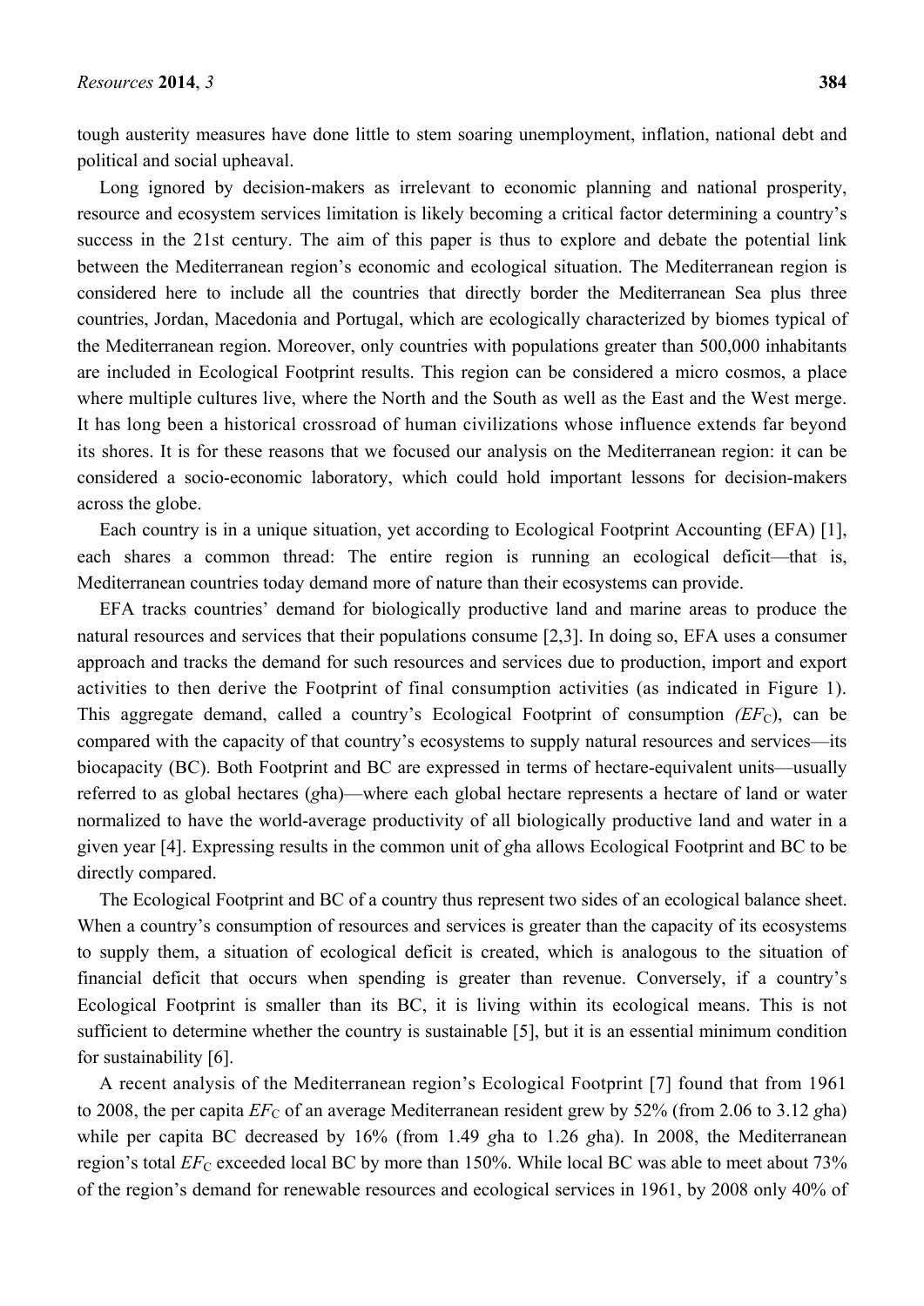tough austerity measures have done little to stem soaring unemployment, inflation, national debt and political and social upheaval.

Long ignored by decision-makers as irrelevant to economic planning and national prosperity, resource and ecosystem services limitation is likely becoming a critical factor determining a country's success in the 21st century. The aim of this paper is thus to explore and debate the potential link between the Mediterranean region's economic and ecological situation. The Mediterranean region is considered here to include all the countries that directly border the Mediterranean Sea plus three countries, Jordan, Macedonia and Portugal, which are ecologically characterized by biomes typical of the Mediterranean region. Moreover, only countries with populations greater than 500,000 inhabitants are included in Ecological Footprint results. This region can be considered a micro cosmos, a place where multiple cultures live, where the North and the South as well as the East and the West merge. It has long been a historical crossroad of human civilizations whose influence extends far beyond its shores. It is for these reasons that we focused our analysis on the Mediterranean region: it can be considered a socio-economic laboratory, which could hold important lessons for decision-makers across the globe.

Each country is in a unique situation, yet according to Ecological Footprint Accounting (EFA) [1], each shares a common thread: The entire region is running an ecological deficit—that is, Mediterranean countries today demand more of nature than their ecosystems can provide.

EFA tracks countries' demand for biologically productive land and marine areas to produce the natural resources and services that their populations consume [2,3]. In doing so, EFA uses a consumer approach and tracks the demand for such resources and services due to production, import and export activities to then derive the Footprint of final consumption activities (as indicated in Figure 1). This aggregate demand, called a country's Ecological Footprint of consumption *($EF_C$)*, can be compared with the capacity of that country's ecosystems to supply natural resources and services—its biocapacity (BC). Both Footprint and BC are expressed in terms of hectare-equivalent units—usually referred to as global hectares (*g*ha)—where each global hectare represents a hectare of land or water normalized to have the world-average productivity of all biologically productive land and water in a given year [4]. Expressing results in the common unit of *g*ha allows Ecological Footprint and BC to be directly compared.

The Ecological Footprint and BC of a country thus represent two sides of an ecological balance sheet. When a country's consumption of resources and services is greater than the capacity of its ecosystems to supply them, a situation of ecological deficit is created, which is analogous to the situation of financial deficit that occurs when spending is greater than revenue. Conversely, if a country's Ecological Footprint is smaller than its BC, it is living within its ecological means. This is not sufficient to determine whether the country is sustainable [5], but it is an essential minimum condition for sustainability [6].

A recent analysis of the Mediterranean region's Ecological Footprint [7] found that from 1961 to 2008, the per capita $EF_C$ of an average Mediterranean resident grew by 52% (from 2.06 to 3.12 *g*ha) while per capita BC decreased by 16% (from 1.49 *g*ha to 1.26 *g*ha). In 2008, the Mediterranean region's total $EF_C$ exceeded local BC by more than 150%. While local BC was able to meet about 73% of the region's demand for renewable resources and ecological services in 1961, by 2008 only 40% of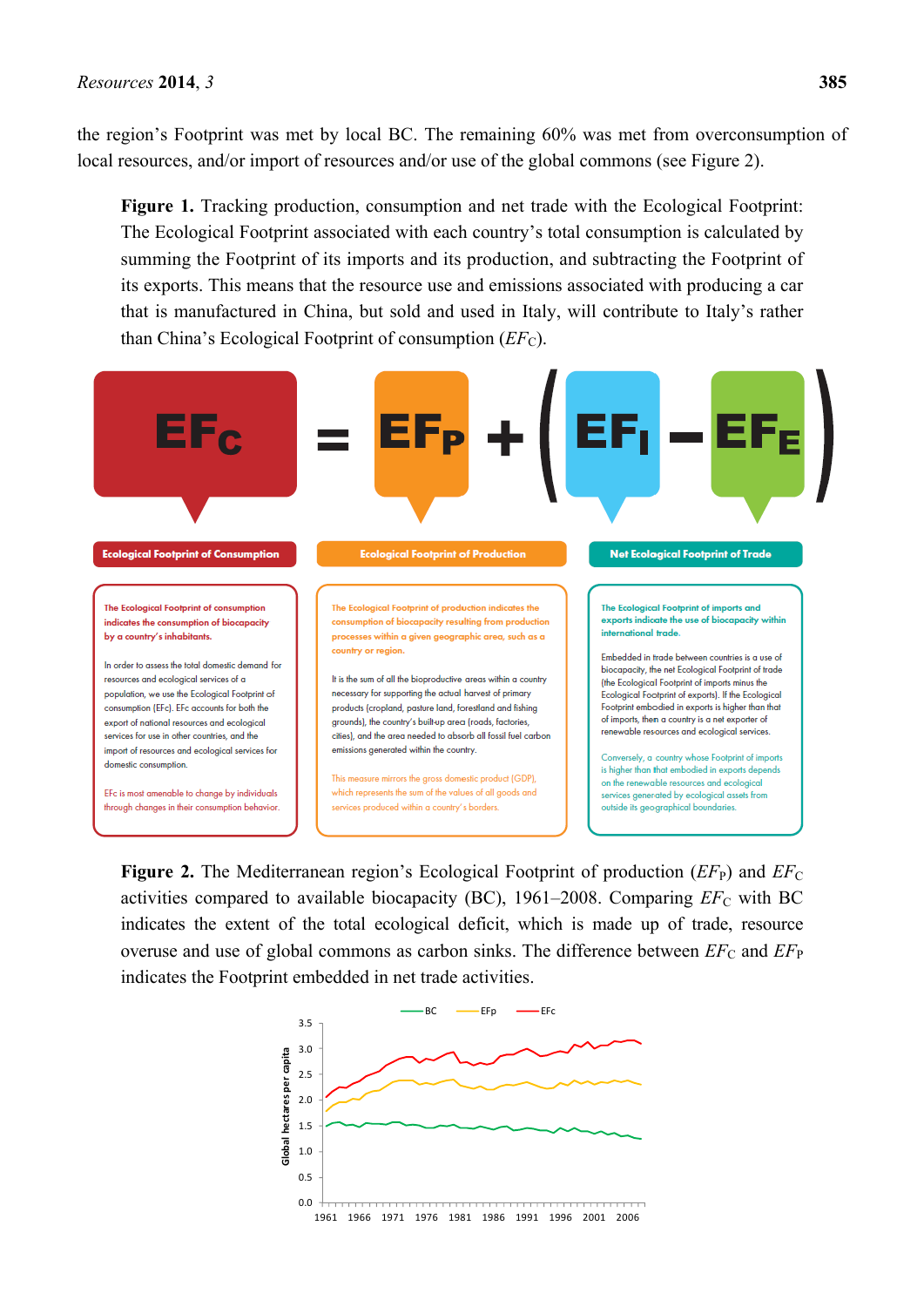the region's Footprint was met by local BC. The remaining 60% was met from overconsumption of local resources, and/or import of resources and/or use of the global commons (see Figure 2).

**Figure 1.** Tracking production, consumption and net trade with the Ecological Footprint: The Ecological Footprint associated with each country's total consumption is calculated by summing the Footprint of its imports and its production, and subtracting the Footprint of its exports. This means that the resource use and emissions associated with producing a car that is manufactured in China, but sold and used in Italy, will contribute to Italy's rather than China's Ecological Footprint of consumption ($EF_C$).

$$EF_C = EF_P + (EF_I - EF_E)$$

**Ecological Footprint of Consumption**

The Ecological Footprint of consumption indicates the consumption of biocapacity by a country's inhabitants.

In order to assess the total domestic demand for resources and ecological services of a population, we use the Ecological Footprint of consumption (EFc). EFc accounts for both the export of national resources and ecological services for use in other countries, and the import of resources and ecological services for domestic consumption.

EFc is most amenable to change by individuals through changes in their consumption behavior.

**Ecological Footprint of Production**

The Ecological Footprint of production indicates the consumption of biocapacity resulting from production processes within a given geographic area, such as a country or region.

It is the sum of all the bioproductive areas within a country necessary for supporting the actual harvest of primary products (cropland, pasture land, forestland and fishing grounds), the country's built-up area (roads, factories, cities), and the area needed to absorb all fossil fuel carbon emissions generated within the country.

This measure mirrors the gross domestic product (GDP), which represents the sum of the values of all goods and services produced within a country's borders.

**Net Ecological Footprint of Trade**

The Ecological Footprint of imports and exports indicate the use of biocapacity within international trade.

Embedded in trade between countries is a use of biocapacity, the net Ecological Footprint of trade (the Ecological Footprint of imports minus the Ecological Footprint of exports). If the Ecological Footprint embodied in exports is higher than that of imports, then a country is a net exporter of renewable resources and ecological services.

Conversely, a country whose Footprint of imports is higher than that embodied in exports depends on the renewable resources and ecological services generated by ecological assets from outside its geographical boundaries.

**Figure 2.** The Mediterranean region's Ecological Footprint of production ($EF_P$) and $EF_C$ activities compared to available biocapacity (BC), 1961–2008. Comparing $EF_C$ with BC indicates the extent of the total ecological deficit, which is made up of trade, resource overuse and use of global commons as carbon sinks. The difference between $EF_C$ and $EF_P$ indicates the Footprint embedded in net trade activities.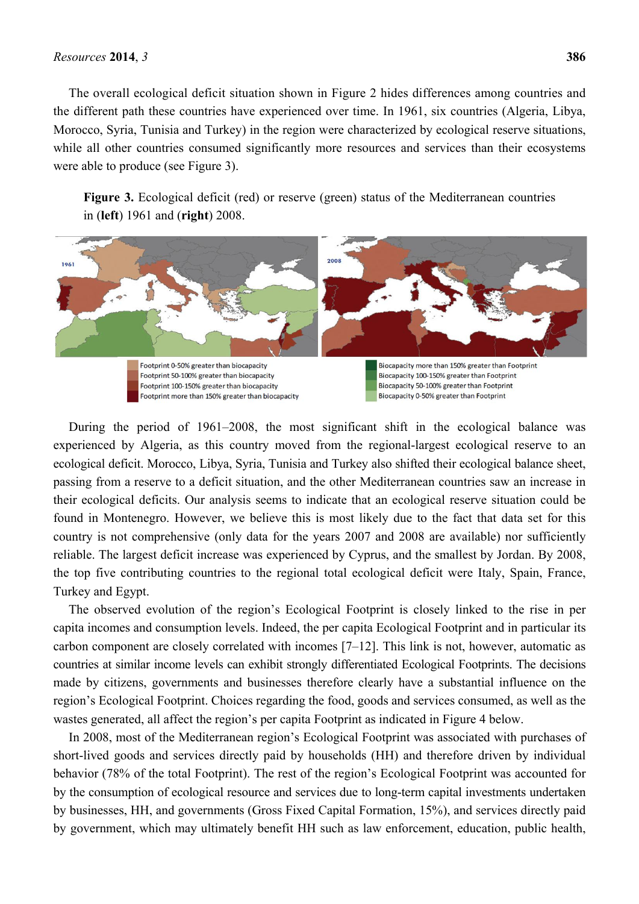The overall ecological deficit situation shown in Figure 2 hides differences among countries and the different path these countries have experienced over time. In 1961, six countries (Algeria, Libya, Morocco, Syria, Tunisia and Turkey) in the region were characterized by ecological reserve situations, while all other countries consumed significantly more resources and services than their ecosystems were able to produce (see Figure 3).

**Figure 3.** Ecological deficit (red) or reserve (green) status of the Mediterranean countries in (**left**) 1961 and (**right**) 2008.

During the period of 1961–2008, the most significant shift in the ecological balance was experienced by Algeria, as this country moved from the regional-largest ecological reserve to an ecological deficit. Morocco, Libya, Syria, Tunisia and Turkey also shifted their ecological balance sheet, passing from a reserve to a deficit situation, and the other Mediterranean countries saw an increase in their ecological deficits. Our analysis seems to indicate that an ecological reserve situation could be found in Montenegro. However, we believe this is most likely due to the fact that data set for this country is not comprehensive (only data for the years 2007 and 2008 are available) nor sufficiently reliable. The largest deficit increase was experienced by Cyprus, and the smallest by Jordan. By 2008, the top five contributing countries to the regional total ecological deficit were Italy, Spain, France, Turkey and Egypt.

The observed evolution of the region's Ecological Footprint is closely linked to the rise in per capita incomes and consumption levels. Indeed, the per capita Ecological Footprint and in particular its carbon component are closely correlated with incomes [7–12]. This link is not, however, automatic as countries at similar income levels can exhibit strongly differentiated Ecological Footprints. The decisions made by citizens, governments and businesses therefore clearly have a substantial influence on the region's Ecological Footprint. Choices regarding the food, goods and services consumed, as well as the wastes generated, all affect the region's per capita Footprint as indicated in Figure 4 below.

In 2008, most of the Mediterranean region's Ecological Footprint was associated with purchases of short-lived goods and services directly paid by households (HH) and therefore driven by individual behavior (78% of the total Footprint). The rest of the region's Ecological Footprint was accounted for by the consumption of ecological resource and services due to long-term capital investments undertaken by businesses, HH, and governments (Gross Fixed Capital Formation, 15%), and services directly paid by government, which may ultimately benefit HH such as law enforcement, education, public health,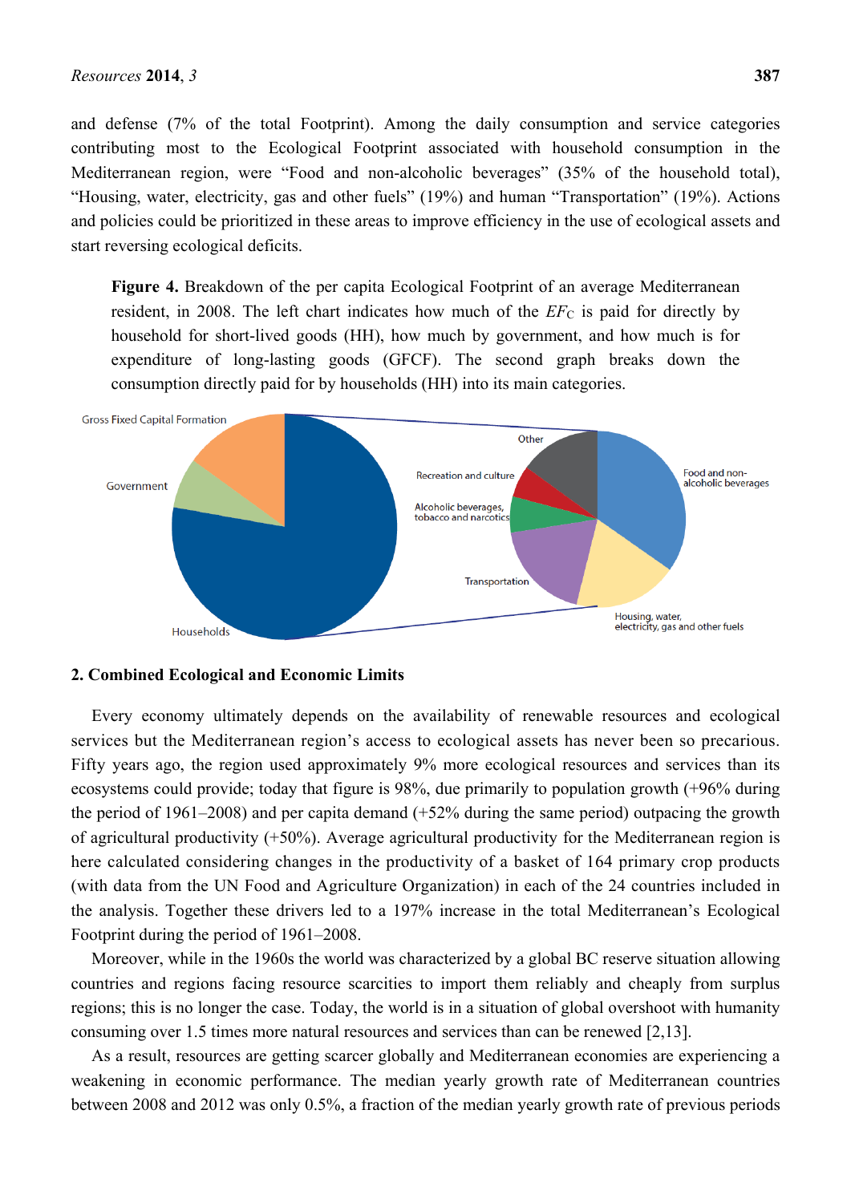and defense (7% of the total Footprint). Among the daily consumption and service categories contributing most to the Ecological Footprint associated with household consumption in the Mediterranean region, were "Food and non-alcoholic beverages" (35% of the household total), "Housing, water, electricity, gas and other fuels" (19%) and human "Transportation" (19%). Actions and policies could be prioritized in these areas to improve efficiency in the use of ecological assets and start reversing ecological deficits.

**Figure 4.** Breakdown of the per capita Ecological Footprint of an average Mediterranean resident, in 2008. The left chart indicates how much of the $EF_C$ is paid for directly by household for short-lived goods (HH), how much by government, and how much is for expenditure of long-lasting goods (GFCF). The second graph breaks down the consumption directly paid for by households (HH) into its main categories.

## 2. Combined Ecological and Economic Limits

Every economy ultimately depends on the availability of renewable resources and ecological services but the Mediterranean region's access to ecological assets has never been so precarious. Fifty years ago, the region used approximately 9% more ecological resources and services than its ecosystems could provide; today that figure is 98%, due primarily to population growth (+96% during the period of 1961–2008) and per capita demand (+52% during the same period) outpacing the growth of agricultural productivity (+50%). Average agricultural productivity for the Mediterranean region is here calculated considering changes in the productivity of a basket of 164 primary crop products (with data from the UN Food and Agriculture Organization) in each of the 24 countries included in the analysis. Together these drivers led to a 197% increase in the total Mediterranean's Ecological Footprint during the period of 1961–2008.

Moreover, while in the 1960s the world was characterized by a global BC reserve situation allowing countries and regions facing resource scarcities to import them reliably and cheaply from surplus regions; this is no longer the case. Today, the world is in a situation of global overshoot with humanity consuming over 1.5 times more natural resources and services than can be renewed [2,13].

As a result, resources are getting scarcer globally and Mediterranean economies are experiencing a weakening in economic performance. The median yearly growth rate of Mediterranean countries between 2008 and 2012 was only 0.5%, a fraction of the median yearly growth rate of previous periods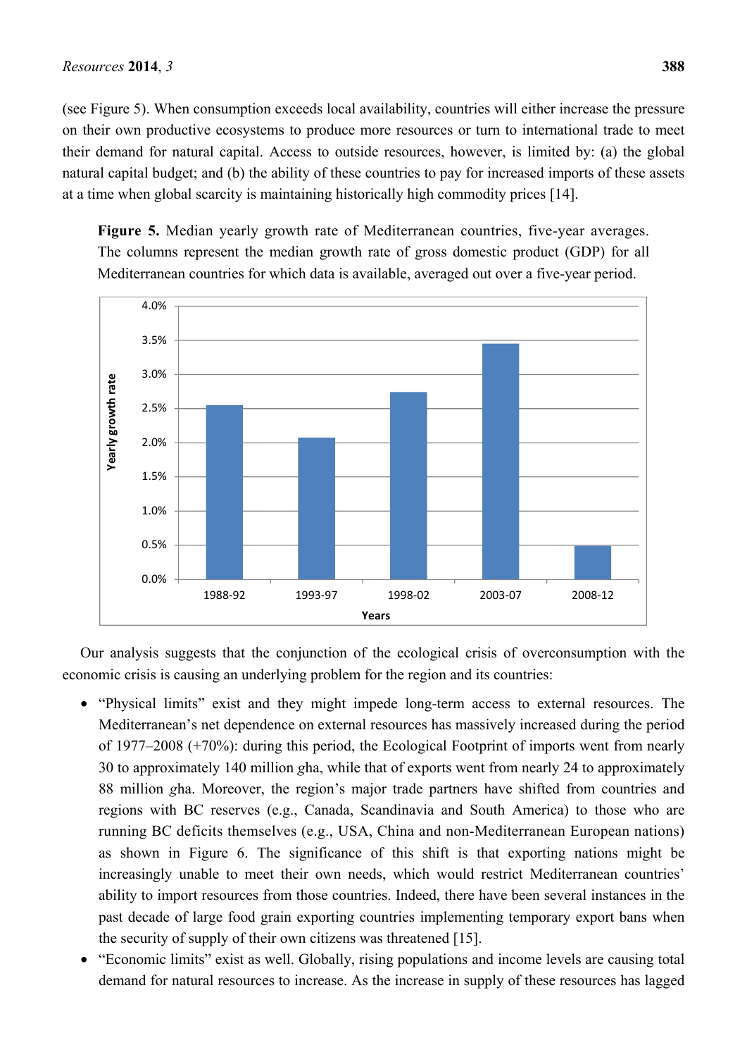(see Figure 5). When consumption exceeds local availability, countries will either increase the pressure on their own productive ecosystems to produce more resources or turn to international trade to meet their demand for natural capital. Access to outside resources, however, is limited by: (a) the global natural capital budget; and (b) the ability of these countries to pay for increased imports of these assets at a time when global scarcity is maintaining historically high commodity prices [14].

**Figure 5.** Median yearly growth rate of Mediterranean countries, five-year averages. The columns represent the median growth rate of gross domestic product (GDP) for all Mediterranean countries for which data is available, averaged out over a five-year period.

Our analysis suggests that the conjunction of the ecological crisis of overconsumption with the economic crisis is causing an underlying problem for the region and its countries:

- "Physical limits" exist and they might impede long-term access to external resources. The Mediterranean's net dependence on external resources has massively increased during the period of 1977–2008 (+70%): during this period, the Ecological Footprint of imports went from nearly 30 to approximately 140 million *g*ha, while that of exports went from nearly 24 to approximately 88 million *g*ha. Moreover, the region's major trade partners have shifted from countries and regions with BC reserves (e.g., Canada, Scandinavia and South America) to those who are running BC deficits themselves (e.g., USA, China and non-Mediterranean European nations) as shown in Figure 6. The significance of this shift is that exporting nations might be increasingly unable to meet their own needs, which would restrict Mediterranean countries' ability to import resources from those countries. Indeed, there have been several instances in the past decade of large food grain exporting countries implementing temporary export bans when the security of supply of their own citizens was threatened [15].
- "Economic limits" exist as well. Globally, rising populations and income levels are causing total demand for natural resources to increase. As the increase in supply of these resources has lagged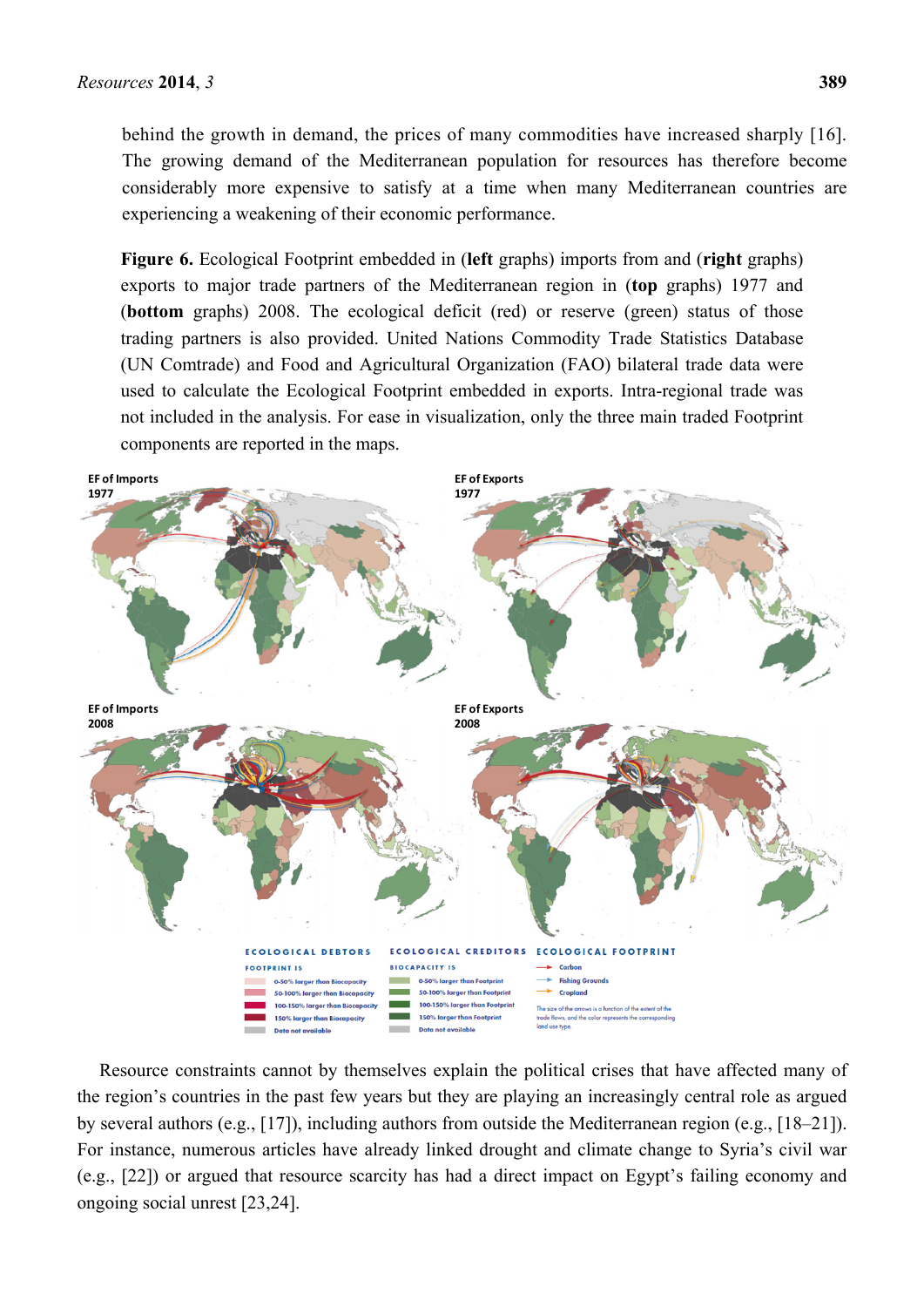behind the growth in demand, the prices of many commodities have increased sharply [16]. The growing demand of the Mediterranean population for resources has therefore become considerably more expensive to satisfy at a time when many Mediterranean countries are experiencing a weakening of their economic performance.

**Figure 6.** Ecological Footprint embedded in (**left** graphs) imports from and (**right** graphs) exports to major trade partners of the Mediterranean region in (**top** graphs) 1977 and (**bottom** graphs) 2008. The ecological deficit (red) or reserve (green) status of those trading partners is also provided. United Nations Commodity Trade Statistics Database (UN Comtrade) and Food and Agricultural Organization (FAO) bilateral trade data were used to calculate the Ecological Footprint embedded in exports. Intra-regional trade was not included in the analysis. For ease in visualization, only the three main traded Footprint components are reported in the maps.

Resource constraints cannot by themselves explain the political crises that have affected many of the region's countries in the past few years but they are playing an increasingly central role as argued by several authors (e.g., [17]), including authors from outside the Mediterranean region (e.g., [18–21]). For instance, numerous articles have already linked drought and climate change to Syria's civil war (e.g., [22]) or argued that resource scarcity has had a direct impact on Egypt's failing economy and ongoing social unrest [23,24].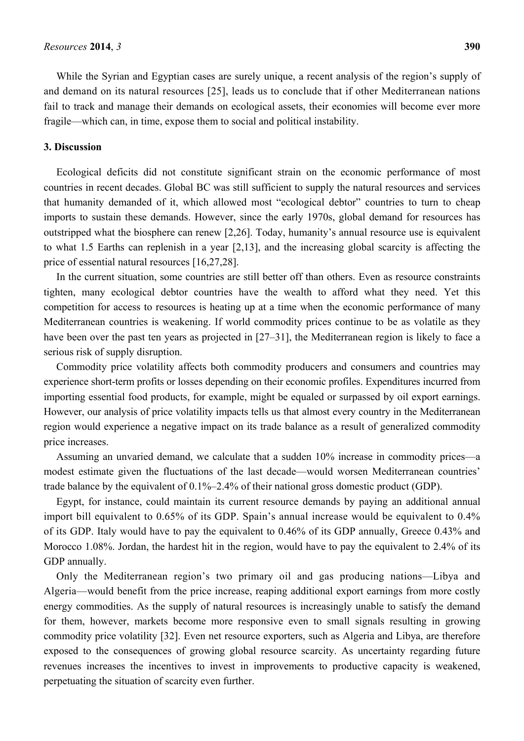While the Syrian and Egyptian cases are surely unique, a recent analysis of the region's supply of and demand on its natural resources [25], leads us to conclude that if other Mediterranean nations fail to track and manage their demands on ecological assets, their economies will become ever more fragile—which can, in time, expose them to social and political instability.

## 3. Discussion

Ecological deficits did not constitute significant strain on the economic performance of most countries in recent decades. Global BC was still sufficient to supply the natural resources and services that humanity demanded of it, which allowed most "ecological debtor" countries to turn to cheap imports to sustain these demands. However, since the early 1970s, global demand for resources has outstripped what the biosphere can renew [2,26]. Today, humanity's annual resource use is equivalent to what 1.5 Earths can replenish in a year [2,13], and the increasing global scarcity is affecting the price of essential natural resources [16,27,28].

In the current situation, some countries are still better off than others. Even as resource constraints tighten, many ecological debtor countries have the wealth to afford what they need. Yet this competition for access to resources is heating up at a time when the economic performance of many Mediterranean countries is weakening. If world commodity prices continue to be as volatile as they have been over the past ten years as projected in [27–31], the Mediterranean region is likely to face a serious risk of supply disruption.

Commodity price volatility affects both commodity producers and consumers and countries may experience short-term profits or losses depending on their economic profiles. Expenditures incurred from importing essential food products, for example, might be equaled or surpassed by oil export earnings. However, our analysis of price volatility impacts tells us that almost every country in the Mediterranean region would experience a negative impact on its trade balance as a result of generalized commodity price increases.

Assuming an unvaried demand, we calculate that a sudden 10% increase in commodity prices—a modest estimate given the fluctuations of the last decade—would worsen Mediterranean countries' trade balance by the equivalent of 0.1%–2.4% of their national gross domestic product (GDP).

Egypt, for instance, could maintain its current resource demands by paying an additional annual import bill equivalent to 0.65% of its GDP. Spain's annual increase would be equivalent to 0.4% of its GDP. Italy would have to pay the equivalent to 0.46% of its GDP annually, Greece 0.43% and Morocco 1.08%. Jordan, the hardest hit in the region, would have to pay the equivalent to 2.4% of its GDP annually.

Only the Mediterranean region's two primary oil and gas producing nations—Libya and Algeria—would benefit from the price increase, reaping additional export earnings from more costly energy commodities. As the supply of natural resources is increasingly unable to satisfy the demand for them, however, markets become more responsive even to small signals resulting in growing commodity price volatility [32]. Even net resource exporters, such as Algeria and Libya, are therefore exposed to the consequences of growing global resource scarcity. As uncertainty regarding future revenues increases the incentives to invest in improvements to productive capacity is weakened, perpetuating the situation of scarcity even further.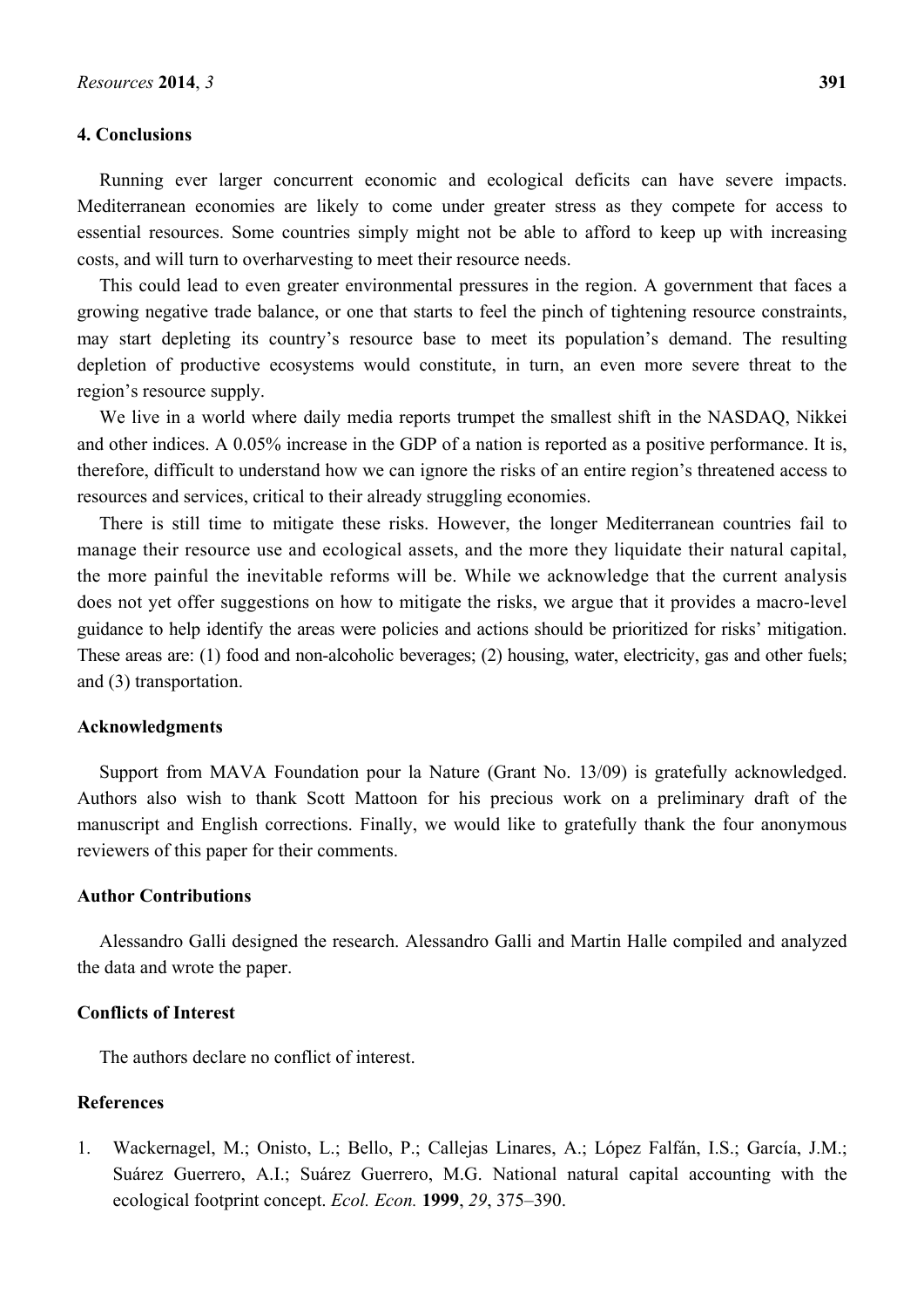## 4. Conclusions

Running ever larger concurrent economic and ecological deficits can have severe impacts. Mediterranean economies are likely to come under greater stress as they compete for access to essential resources. Some countries simply might not be able to afford to keep up with increasing costs, and will turn to overharvesting to meet their resource needs.

This could lead to even greater environmental pressures in the region. A government that faces a growing negative trade balance, or one that starts to feel the pinch of tightening resource constraints, may start depleting its country's resource base to meet its population's demand. The resulting depletion of productive ecosystems would constitute, in turn, an even more severe threat to the region's resource supply.

We live in a world where daily media reports trumpet the smallest shift in the NASDAQ, Nikkei and other indices. A 0.05% increase in the GDP of a nation is reported as a positive performance. It is, therefore, difficult to understand how we can ignore the risks of an entire region's threatened access to resources and services, critical to their already struggling economies.

There is still time to mitigate these risks. However, the longer Mediterranean countries fail to manage their resource use and ecological assets, and the more they liquidate their natural capital, the more painful the inevitable reforms will be. While we acknowledge that the current analysis does not yet offer suggestions on how to mitigate the risks, we argue that it provides a macro-level guidance to help identify the areas were policies and actions should be prioritized for risks' mitigation. These areas are: (1) food and non-alcoholic beverages; (2) housing, water, electricity, gas and other fuels; and (3) transportation.

## Acknowledgments

Support from MAVA Foundation pour la Nature (Grant No. 13/09) is gratefully acknowledged. Authors also wish to thank Scott Mattoon for his precious work on a preliminary draft of the manuscript and English corrections. Finally, we would like to gratefully thank the four anonymous reviewers of this paper for their comments.

## Author Contributions

Alessandro Galli designed the research. Alessandro Galli and Martin Halle compiled and analyzed the data and wrote the paper.

## Conflicts of Interest

The authors declare no conflict of interest.

## References

1. Wackernagel, M.; Onisto, L.; Bello, P.; Callejas Linares, A.; López Falfán, I.S.; García, J.M.; Suárez Guerrero, A.I.; Suárez Guerrero, M.G. National natural capital accounting with the ecological footprint concept. *Ecol. Econ.* **1999**, *29*, 375–390.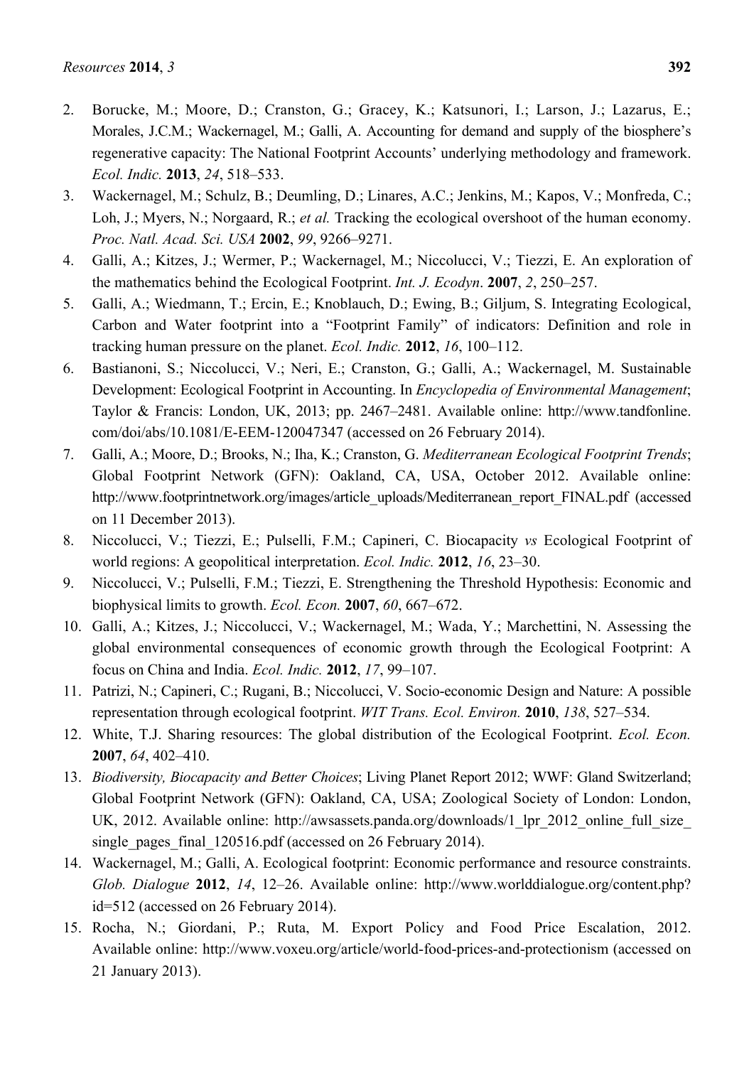2. Borucke, M.; Moore, D.; Cranston, G.; Gracey, K.; Katsunori, I.; Larson, J.; Lazarus, E.; Morales, J.C.M.; Wackernagel, M.; Galli, A. Accounting for demand and supply of the biosphere's regenerative capacity: The National Footprint Accounts' underlying methodology and framework. *Ecol. Indic.* **2013**, *24*, 518–533.
3. Wackernagel, M.; Schulz, B.; Deumling, D.; Linares, A.C.; Jenkins, M.; Kapos, V.; Monfreda, C.; Loh, J.; Myers, N.; Norgaard, R.; *et al.* Tracking the ecological overshoot of the human economy. *Proc. Natl. Acad. Sci. USA* **2002**, *99*, 9266–9271.
4. Galli, A.; Kitzes, J.; Wermer, P.; Wackernagel, M.; Niccolucci, V.; Tiezzi, E. An exploration of the mathematics behind the Ecological Footprint. *Int. J. Ecodyn*. **2007**, *2*, 250–257.
5. Galli, A.; Wiedmann, T.; Ercin, E.; Knoblauch, D.; Ewing, B.; Giljum, S. Integrating Ecological, Carbon and Water footprint into a "Footprint Family" of indicators: Definition and role in tracking human pressure on the planet. *Ecol. Indic.* **2012**, *16*, 100–112.
6. Bastianoni, S.; Niccolucci, V.; Neri, E.; Cranston, G.; Galli, A.; Wackernagel, M. Sustainable Development: Ecological Footprint in Accounting. In *Encyclopedia of Environmental Management*; Taylor & Francis: London, UK, 2013; pp. 2467–2481. Available online: http://www.tandfonline.com/doi/abs/10.1081/E-EEM-120047347 (accessed on 26 February 2014).
7. Galli, A.; Moore, D.; Brooks, N.; Iha, K.; Cranston, G. *Mediterranean Ecological Footprint Trends*; Global Footprint Network (GFN): Oakland, CA, USA, October 2012. Available online: http://www.footprintnetwork.org/images/article_uploads/Mediterranean_report_FINAL.pdf (accessed on 11 December 2013).
8. Niccolucci, V.; Tiezzi, E.; Pulselli, F.M.; Capineri, C. Biocapacity *vs* Ecological Footprint of world regions: A geopolitical interpretation. *Ecol. Indic.* **2012**, *16*, 23–30.
9. Niccolucci, V.; Pulselli, F.M.; Tiezzi, E. Strengthening the Threshold Hypothesis: Economic and biophysical limits to growth. *Ecol. Econ.* **2007**, *60*, 667–672.
10. Galli, A.; Kitzes, J.; Niccolucci, V.; Wackernagel, M.; Wada, Y.; Marchettini, N. Assessing the global environmental consequences of economic growth through the Ecological Footprint: A focus on China and India. *Ecol. Indic.* **2012**, *17*, 99–107.
11. Patrizi, N.; Capineri, C.; Rugani, B.; Niccolucci, V. Socio-economic Design and Nature: A possible representation through ecological footprint. *WIT Trans. Ecol. Environ.* **2010**, *138*, 527–534.
12. White, T.J. Sharing resources: The global distribution of the Ecological Footprint. *Ecol. Econ.* **2007**, *64*, 402–410.
13. *Biodiversity, Biocapacity and Better Choices*; Living Planet Report 2012; WWF: Gland Switzerland; Global Footprint Network (GFN): Oakland, CA, USA; Zoological Society of London: London, UK, 2012. Available online: http://awsassets.panda.org/downloads/1_lpr_2012_online_full_size_single_pages_final_120516.pdf (accessed on 26 February 2014).
14. Wackernagel, M.; Galli, A. Ecological footprint: Economic performance and resource constraints. *Glob. Dialogue* **2012**, *14*, 12–26. Available online: http://www.worlddialogue.org/content.php?id=512 (accessed on 26 February 2014).
15. Rocha, N.; Giordani, P.; Ruta, M. Export Policy and Food Price Escalation, 2012. Available online: http://www.voxeu.org/article/world-food-prices-and-protectionism (accessed on 21 January 2013).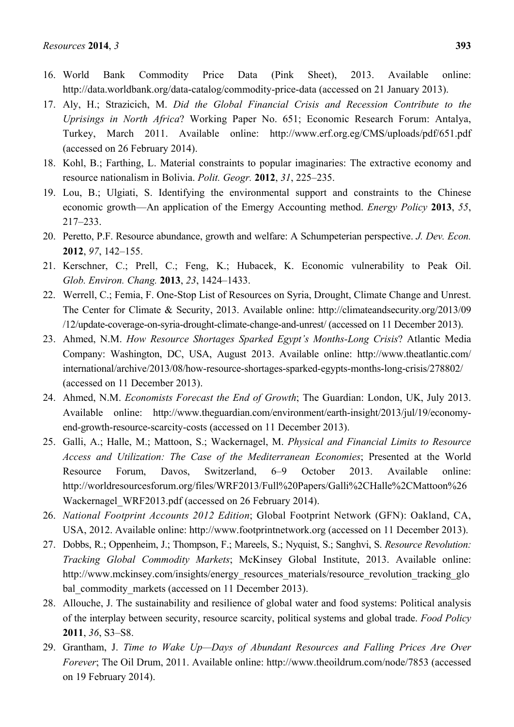16. World Bank Commodity Price Data (Pink Sheet), 2013. Available online: http://data.worldbank.org/data-catalog/commodity-price-data (accessed on 21 January 2013).
17. Aly, H.; Strazicich, M. *Did the Global Financial Crisis and Recession Contribute to the Uprisings in North Africa*? Working Paper No. 651; Economic Research Forum: Antalya, Turkey, March 2011. Available online: http://www.erf.org.eg/CMS/uploads/pdf/651.pdf (accessed on 26 February 2014).
18. Kohl, B.; Farthing, L. Material constraints to popular imaginaries: The extractive economy and resource nationalism in Bolivia. *Polit. Geogr.* **2012**, *31*, 225–235.
19. Lou, B.; Ulgiati, S. Identifying the environmental support and constraints to the Chinese economic growth—An application of the Emergy Accounting method. *Energy Policy* **2013**, *55*, 217–233.
20. Peretto, P.F. Resource abundance, growth and welfare: A Schumpeterian perspective. *J. Dev. Econ.* **2012**, *97*, 142–155.
21. Kerschner, C.; Prell, C.; Feng, K.; Hubacek, K. Economic vulnerability to Peak Oil. *Glob. Environ. Chang.* **2013**, *23*, 1424–1433.
22. Werrell, C.; Femia, F. One-Stop List of Resources on Syria, Drought, Climate Change and Unrest. The Center for Climate & Security, 2013. Available online: http://climateandsecurity.org/2013/09/12/update-coverage-on-syria-drought-climate-change-and-unrest/ (accessed on 11 December 2013).
23. Ahmed, N.M. *How Resource Shortages Sparked Egypt's Months-Long Crisis*? Atlantic Media Company: Washington, DC, USA, August 2013. Available online: http://www.theatlantic.com/international/archive/2013/08/how-resource-shortages-sparked-egypts-months-long-crisis/278802/ (accessed on 11 December 2013).
24. Ahmed, N.M. *Economists Forecast the End of Growth*; The Guardian: London, UK, July 2013. Available online: http://www.theguardian.com/environment/earth-insight/2013/jul/19/economy-end-growth-resource-scarcity-costs (accessed on 11 December 2013).
25. Galli, A.; Halle, M.; Mattoon, S.; Wackernagel, M. *Physical and Financial Limits to Resource Access and Utilization: The Case of the Mediterranean Economies*; Presented at the World Resource Forum, Davos, Switzerland, 6–9 October 2013. Available online: http://worldresourcesforum.org/files/WRF2013/Full%20Papers/Galli%2CHalle%2CMattoon%26Wackernagel_WRF2013.pdf (accessed on 26 February 2014).
26. *National Footprint Accounts 2012 Edition*; Global Footprint Network (GFN): Oakland, CA, USA, 2012. Available online: http://www.footprintnetwork.org (accessed on 11 December 2013).
27. Dobbs, R.; Oppenheim, J.; Thompson, F.; Mareels, S.; Nyquist, S.; Sanghvi, S. *Resource Revolution: Tracking Global Commodity Markets*; McKinsey Global Institute, 2013. Available online: http://www.mckinsey.com/insights/energy_resources_materials/resource_revolution_tracking_global_commodity_markets (accessed on 11 December 2013).
28. Allouche, J. The sustainability and resilience of global water and food systems: Political analysis of the interplay between security, resource scarcity, political systems and global trade. *Food Policy* **2011**, *36*, S3–S8.
29. Grantham, J. *Time to Wake Up—Days of Abundant Resources and Falling Prices Are Over Forever*; The Oil Drum, 2011. Available online: http://www.theoildrum.com/node/7853 (accessed on 19 February 2014).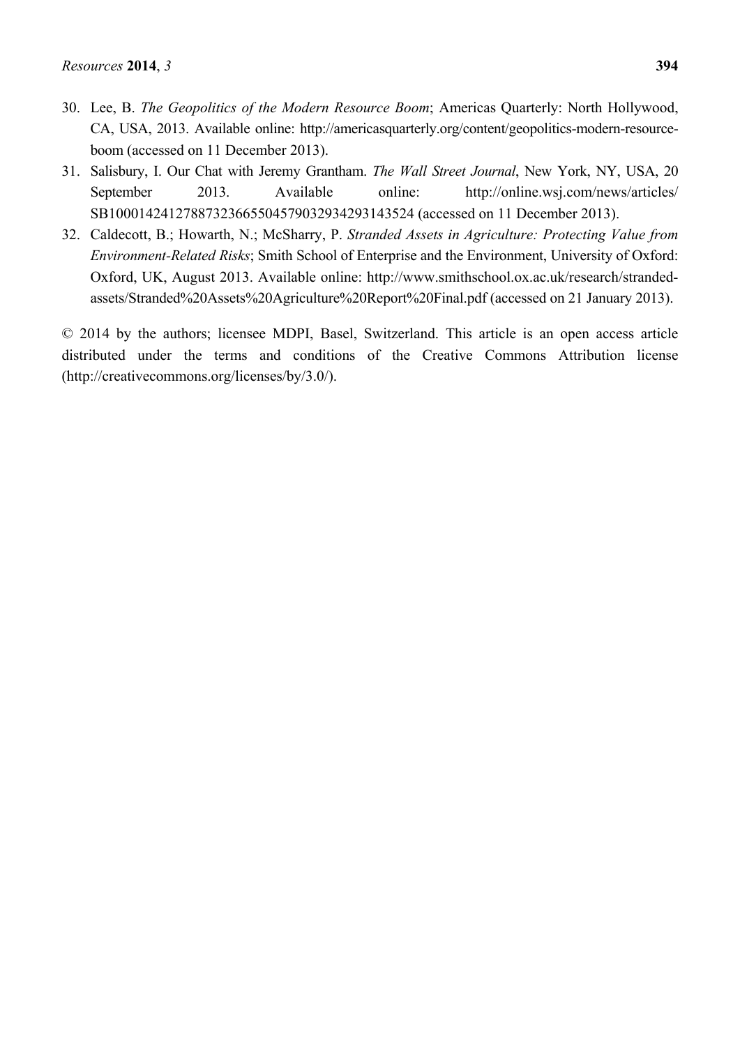30. Lee, B. *The Geopolitics of the Modern Resource Boom*; Americas Quarterly: North Hollywood, CA, USA, 2013. Available online: http://americasquarterly.org/content/geopolitics-modern-resource-boom (accessed on 11 December 2013).
31. Salisbury, I. Our Chat with Jeremy Grantham. *The Wall Street Journal*, New York, NY, USA, 20 September 2013. Available online: http://online.wsj.com/news/articles/SB10001424127887323665504579032934293143524 (accessed on 11 December 2013).
32. Caldecott, B.; Howarth, N.; McSharry, P. *Stranded Assets in Agriculture: Protecting Value from Environment-Related Risks*; Smith School of Enterprise and the Environment, University of Oxford: Oxford, UK, August 2013. Available online: http://www.smithschool.ox.ac.uk/research/stranded-assets/Stranded%20Assets%20Agriculture%20Report%20Final.pdf (accessed on 21 January 2013).

© 2014 by the authors; licensee MDPI, Basel, Switzerland. This article is an open access article distributed under the terms and conditions of the Creative Commons Attribution license (http://creativecommons.org/licenses/by/3.0/).